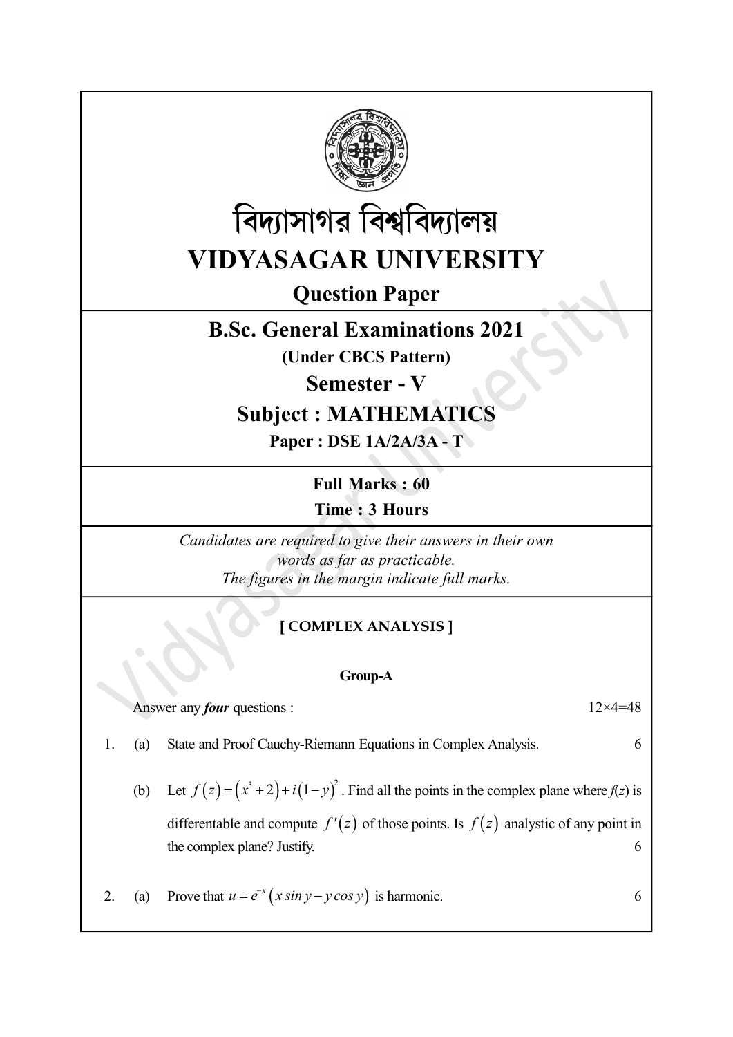# বিদ্যাসাগর বিশ্ববিদ্যালয়

# VIDYASAGAR UNIVERSITY

## Question Paper

## B.Sc. General Examinations 2021

**(Under CBCS Pattern)**

## Semester - V

## Subject : MATHEMATICS

**Paper : DSE 1A/2A/3A - T**

**Full Marks : 60**

**Time : 3 Hours**

*Candidates are required to give their answers in their own words as far as practicable. The figures in the margin indicate full marks.*

### [ COMPLEX ANALYSIS ]

#### Group-A

Answer any ***four*** questions : 12×4=48

1. (a) State and Proof Cauchy-Riemann Equations in Complex Analysis. 6

   (b) Let $f(z) = (x^3 + 2) + i(1 - y)^2$. Find all the points in the complex plane where $f(z)$ is differentable and compute $f'(z)$ of those points. Is $f(z)$ analystic of any point in the complex plane? Justify. 6

2. (a) Prove that $u = e^{-x}(x \sin y - y \cos y)$ is harmonic. 6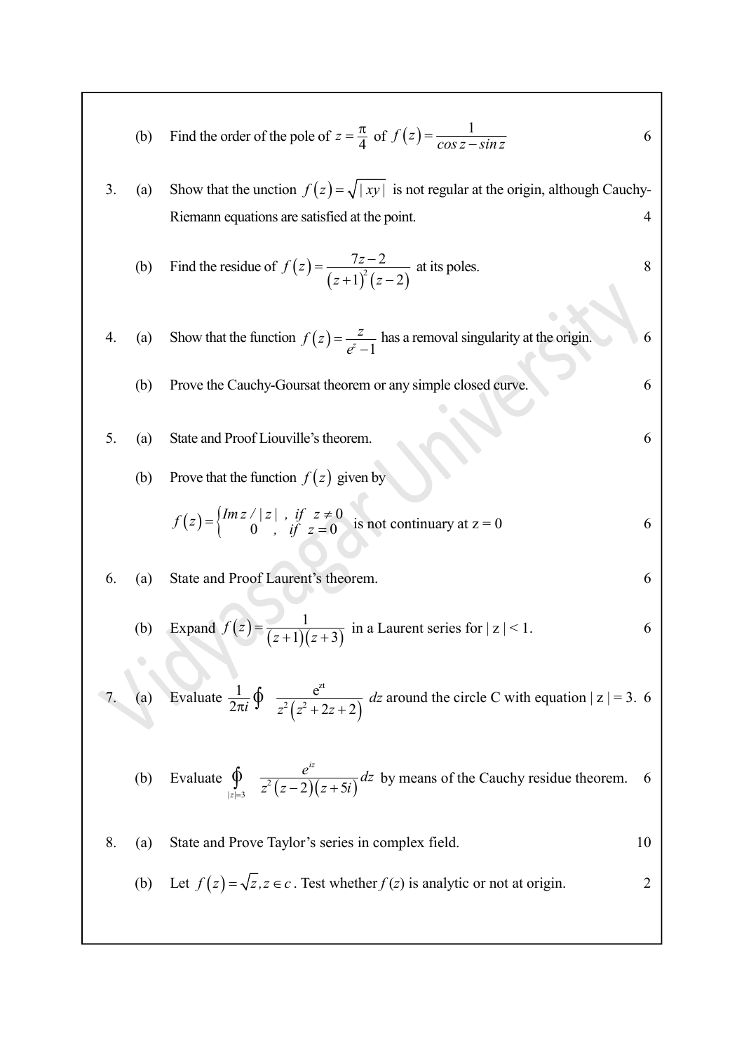(b) Find the order of the pole of $z = \frac{\pi}{4}$ of $f(z) = \frac{1}{\cos z - \sin z}$ 6

3. (a) Show that the unction $f(z) = \sqrt{|xy|}$ is not regular at the origin, although Cauchy-Riemann equations are satisfied at the point. 4

(b) Find the residue of $f(z) = \frac{7z-2}{(z+1)^2(z-2)}$ at its poles. 8

4. (a) Show that the function $f(z) = \frac{z}{e^z - 1}$ has a removal singularity at the origin. 6

(b) Prove the Cauchy-Goursat theorem or any simple closed curve. 6

5. (a) State and Proof Liouville's theorem. 6

(b) Prove that the function $f(z)$ given by

$$f(z) = \begin{cases} Im\, z / |z| \ , & if \ z \neq 0 \\ 0 \ , & if \ z = 0 \end{cases}$$ is not continuary at z = 0 6

6. (a) State and Proof Laurent's theorem. 6

(b) Expand $f(z) = \frac{1}{(z+1)(z+3)}$ in a Laurent series for $|z| < 1$. 6

7. (a) Evaluate $\frac{1}{2\pi i} \oint \frac{e^{zt}}{z^2(z^2+2z+2)} dz$ around the circle C with equation $|z| = 3$. 6

(b) Evaluate $\oint_{|z|=3} \frac{e^{iz}}{z^2(z-2)(z+5i)} dz$ by means of the Cauchy residue theorem. 6

8. (a) State and Prove Taylor's series in complex field. 10

(b) Let $f(z) = \sqrt{z}, z \in c$. Test whether $f(z)$ is analytic or not at origin. 2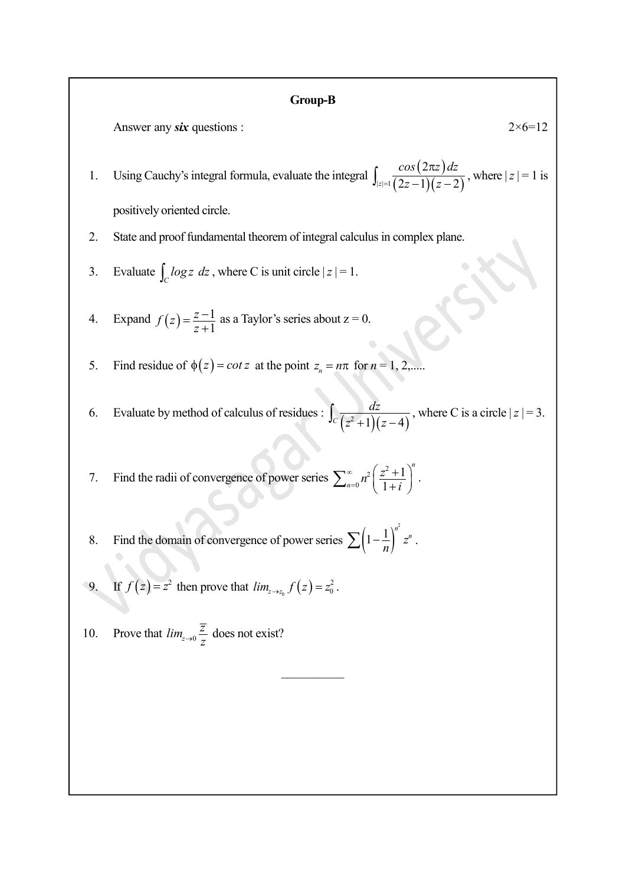**Group-B**

Answer any ***six*** questions : 2×6=12

1. Using Cauchy's integral formula, evaluate the integral $\int_{|z|=1} \frac{cos(2\pi z)\,dz}{(2z-1)(z-2)}$, where $|z| = 1$ is positively oriented circle.

2. State and proof fundamental theorem of integral calculus in complex plane.

3. Evaluate $\int_C log\, z \;dz$, where C is unit circle $|z| = 1$.

4. Expand $f(z) = \frac{z-1}{z+1}$ as a Taylor's series about z = 0.

5. Find residue of $\phi(z) = cot\, z$ at the point $z_n = n\pi$ for $n = 1, 2,.....$

6. Evaluate by method of calculus of residues : $\int_C \frac{dz}{(z^2+1)(z-4)}$, where C is a circle $|z| = 3$.

7. Find the radii of convergence of power series $\sum_{n=0}^{\infty} n^2 \left(\frac{z^2+1}{1+i}\right)^n$.

8. Find the domain of convergence of power series $\sum \left(1-\frac{1}{n}\right)^{n^2} z^n$.

9. If $f(z) = z^2$ then prove that $lim_{z \to z_0} f(z) = z_0^2$.

10. Prove that $lim_{z \to 0} \frac{\overline{z}}{z}$ does not exist?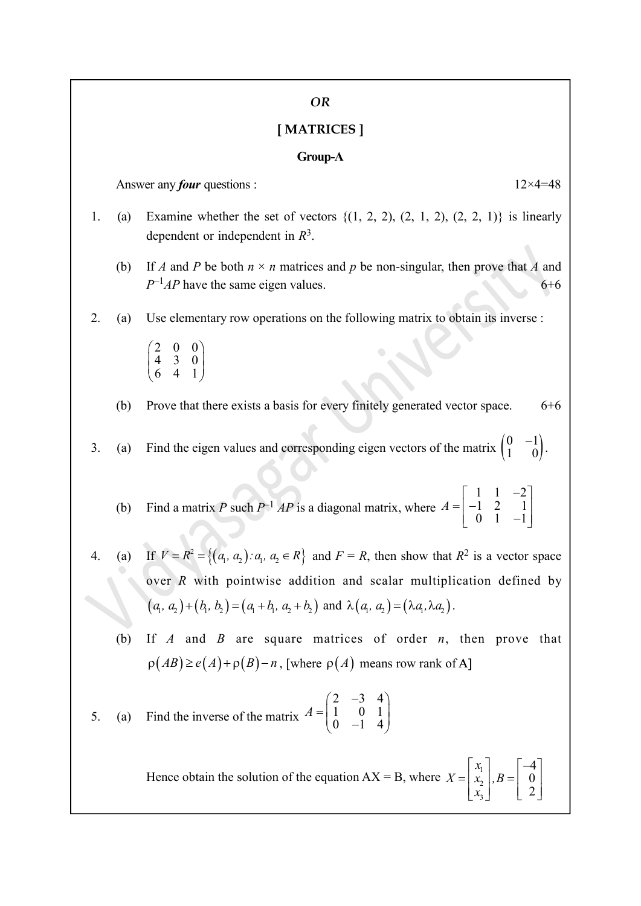*OR*

## [ MATRICES ]

### Group-A

Answer any ***four*** questions : 12×4=48

1. (a) Examine whether the set of vectors {(1, 2, 2), (2, 1, 2), (2, 2, 1)} is linearly dependent or independent in $R^3$.

   (b) If $A$ and $P$ be both $n \times n$ matrices and $p$ be non-singular, then prove that $A$ and $P^{-1}AP$ have the same eigen values. 6+6

2. (a) Use elementary row operations on the following matrix to obtain its inverse :

$$\begin{pmatrix} 2 & 0 & 0 \\ 4 & 3 & 0 \\ 6 & 4 & 1 \end{pmatrix}$$

   (b) Prove that there exists a basis for every finitely generated vector space. 6+6

3. (a) Find the eigen values and corresponding eigen vectors of the matrix $\begin{pmatrix} 0 & -1 \\ 1 & 0 \end{pmatrix}$.

   (b) Find a matrix $P$ such $P^{-1}AP$ is a diagonal matrix, where $A = \begin{bmatrix} 1 & 1 & -2 \\ -1 & 2 & 1 \\ 0 & 1 & -1 \end{bmatrix}$

4. (a) If $V = R^2 = \{(a_1, a_2) : a_1, a_2 \in R\}$ and $F = R$, then show that $R^2$ is a vector space over $R$ with pointwise addition and scalar multiplication defined by $(a_1, a_2) + (b_1, b_2) = (a_1 + b_1, a_2 + b_2)$ and $\lambda(a_1, a_2) = (\lambda a_1, \lambda a_2)$.

   (b) If $A$ and $B$ are square matrices of order $n$, then prove that $\rho(AB) \geq e(A) + \rho(B) - n$, [where $\rho(A)$ means row rank of A]

5. (a) Find the inverse of the matrix $A = \begin{pmatrix} 2 & -3 & 4 \\ 1 & 0 & 1 \\ 0 & -1 & 4 \end{pmatrix}$

   Hence obtain the solution of the equation AX = B, where $X = \begin{bmatrix} x_1 \\ x_2 \\ x_3 \end{bmatrix}, B = \begin{bmatrix} -4 \\ 0 \\ 2 \end{bmatrix}$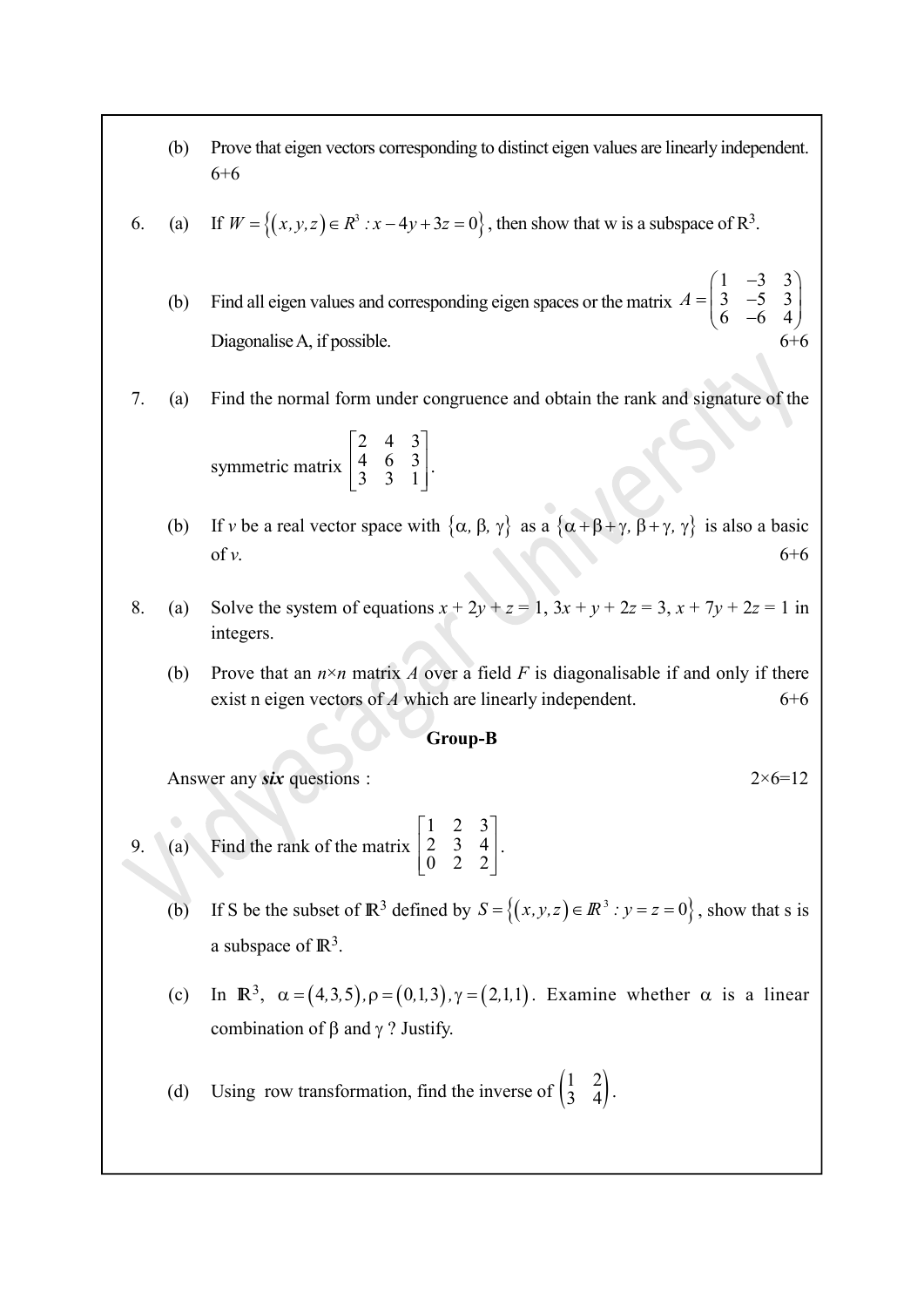(b) Prove that eigen vectors corresponding to distinct eigen values are linearly independent. 6+6

6. (a) If $W = \{(x, y, z) \in R^3 : x - 4y + 3z = 0\}$, then show that w is a subspace of $R^3$.

(b) Find all eigen values and corresponding eigen spaces or the matrix $A = \begin{pmatrix} 1 & -3 & 3 \\ 3 & -5 & 3 \\ 6 & -6 & 4 \end{pmatrix}$

Diagonalise A, if possible. 6+6

7. (a) Find the normal form under congruence and obtain the rank and signature of the symmetric matrix $\begin{bmatrix} 2 & 4 & 3 \\ 4 & 6 & 3 \\ 3 & 3 & 1 \end{bmatrix}$.

(b) If *v* be a real vector space with $\{\alpha, \beta, \gamma\}$ as a $\{\alpha + \beta + \gamma, \beta + \gamma, \gamma\}$ is also a basic of *v*. 6+6

8. (a) Solve the system of equations $x + 2y + z = 1$, $3x + y + 2z = 3$, $x + 7y + 2z = 1$ in integers.

(b) Prove that an $n \times n$ matrix $A$ over a field $F$ is diagonalisable if and only if there exist n eigen vectors of $A$ which are linearly independent. 6+6

## Group-B

Answer any ***six*** questions : 2×6=12

9. (a) Find the rank of the matrix $\begin{bmatrix} 1 & 2 & 3 \\ 2 & 3 & 4 \\ 0 & 2 & 2 \end{bmatrix}$.

(b) If S be the subset of $\mathbb{R}^3$ defined by $S = \{(x, y, z) \in \mathbb{R}^3 : y = z = 0\}$, show that s is a subspace of $\mathbb{R}^3$.

(c) In $\mathbb{R}^3$, $\alpha = (4,3,5), \rho = (0,1,3), \gamma = (2,1,1)$. Examine whether $\alpha$ is a linear combination of $\beta$ and $\gamma$ ? Justify.

(d) Using row transformation, find the inverse of $\begin{pmatrix} 1 & 2 \\ 3 & 4 \end{pmatrix}$.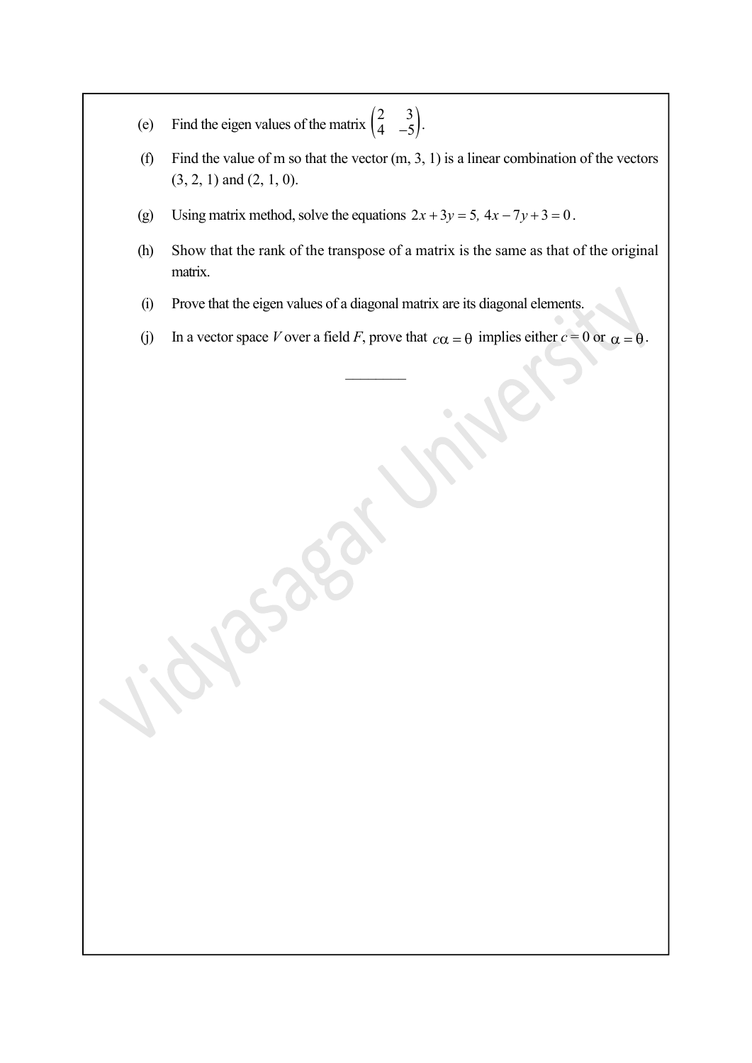(e) Find the eigen values of the matrix $\begin{pmatrix} 2 & 3 \\ 4 & -5 \end{pmatrix}$.

(f) Find the value of m so that the vector (m, 3, 1) is a linear combination of the vectors (3, 2, 1) and (2, 1, 0).

(g) Using matrix method, solve the equations $2x + 3y = 5,\ 4x - 7y + 3 = 0$.

(h) Show that the rank of the transpose of a matrix is the same as that of the original matrix.

(i) Prove that the eigen values of a diagonal matrix are its diagonal elements.

(j) In a vector space $V$ over a field $F$, prove that $c\alpha = \theta$ implies either $c = 0$ or $\alpha = \theta$.

---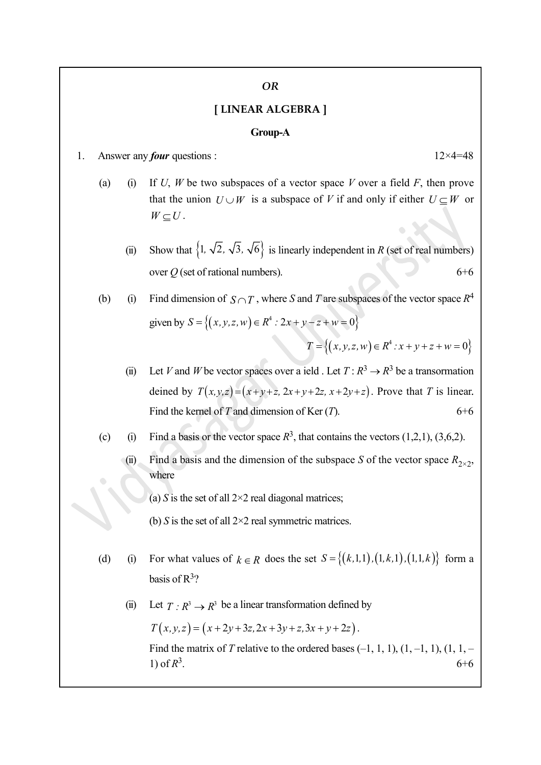*OR*

## [ LINEAR ALGEBRA ]

### Group-A

1. Answer any ***four*** questions : 12×4=48

(a) (i) If $U$, $W$ be two subspaces of a vector space $V$ over a field $F$, then prove that the union $U \cup W$ is a subspace of $V$ if and only if either $U \subseteq W$ or $W \subseteq U$.

(ii) Show that $\{1, \sqrt{2}, \sqrt{3}, \sqrt{6}\}$ is linearly independent in $R$ (set of real numbers) over $Q$ (set of rational numbers). 6+6

(b) (i) Find dimension of $S \cap T$, where $S$ and $T$ are subspaces of the vector space $R^4$ given by $S = \{(x, y, z, w) \in R^4 : 2x + y - z + w = 0\}$

$$T = \{(x, y, z, w) \in R^4 : x + y + z + w = 0\}$$

(ii) Let $V$ and $W$ be vector spaces over a ield . Let $T : R^3 \to R^3$ be a transormation deined by $T(x,y,z) = (x+y+z,\ 2x+y+2z,\ x+2y+z)$. Prove that $T$ is linear. Find the kernel of $T$ and dimension of Ker ($T$). 6+6

(c) (i) Find a basis or the vector space $R^3$, that contains the vectors (1,2,1), (3,6,2).

(ii) Find a basis and the dimension of the subspace $S$ of the vector space $R_{2\times2}$, where

(a) $S$ is the set of all 2×2 real diagonal matrices;

(b) $S$ is the set of all 2×2 real symmetric matrices.

(d) (i) For what values of $k \in R$ does the set $S = \{(k,1,1), (1,k,1), (1,1,k)\}$ form a basis of $R^3$?

(ii) Let $T : R^3 \to R^3$ be a linear transformation defined by

$T(x, y, z) = (x + 2y + 3z, 2x + 3y + z, 3x + y + 2z)$.

Find the matrix of $T$ relative to the ordered bases (–1, 1, 1), (1, –1, 1), (1, 1, –1) of $R^3$. 6+6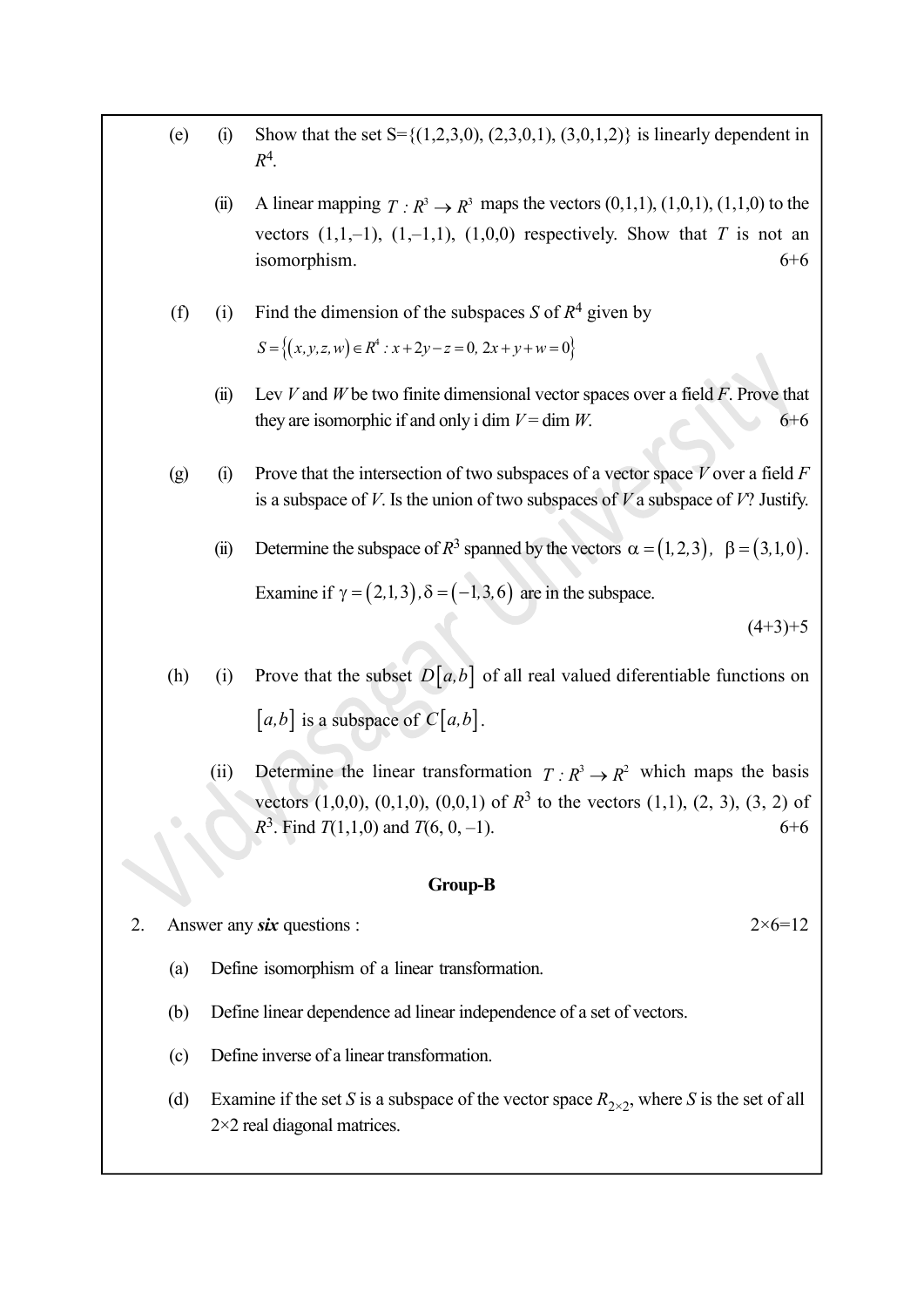(e) (i) Show that the set S={(1,2,3,0), (2,3,0,1), (3,0,1,2)} is linearly dependent in $R^4$.

(ii) A linear mapping $T : R^3 \to R^3$ maps the vectors (0,1,1), (1,0,1), (1,1,0) to the vectors (1,1,–1), (1,–1,1), (1,0,0) respectively. Show that $T$ is not an isomorphism. 6+6

(f) (i) Find the dimension of the subspaces $S$ of $R^4$ given by

$S = \{(x, y, z, w) \in R^4 : x + 2y - z = 0,\ 2x + y + w = 0\}$

(ii) Lev $V$ and $W$ be two finite dimensional vector spaces over a field $F$. Prove that they are isomorphic if and only i dim $V$ = dim $W$. 6+6

(g) (i) Prove that the intersection of two subspaces of a vector space $V$ over a field $F$ is a subspace of $V$. Is the union of two subspaces of $V$ a subspace of $V$? Justify.

(ii) Determine the subspace of $R^3$ spanned by the vectors $\alpha = (1,2,3)$, $\beta = (3,1,0)$.

Examine if $\gamma = (2,1,3), \delta = (-1,3,6)$ are in the subspace.

(4+3)+5

(h) (i) Prove that the subset $D[a,b]$ of all real valued diferentiable functions on $[a,b]$ is a subspace of $C[a,b]$.

(ii) Determine the linear transformation $T : R^3 \to R^2$ which maps the basis vectors (1,0,0), (0,1,0), (0,0,1) of $R^3$ to the vectors (1,1), (2, 3), (3, 2) of $R^3$. Find $T$(1,1,0) and $T$(6, 0, –1). 6+6

## Group-B

2. Answer any ***six*** questions : 2×6=12

(a) Define isomorphism of a linear transformation.

(b) Define linear dependence ad linear independence of a set of vectors.

(c) Define inverse of a linear transformation.

(d) Examine if the set $S$ is a subspace of the vector space $R_{2\times2}$, where $S$ is the set of all 2×2 real diagonal matrices.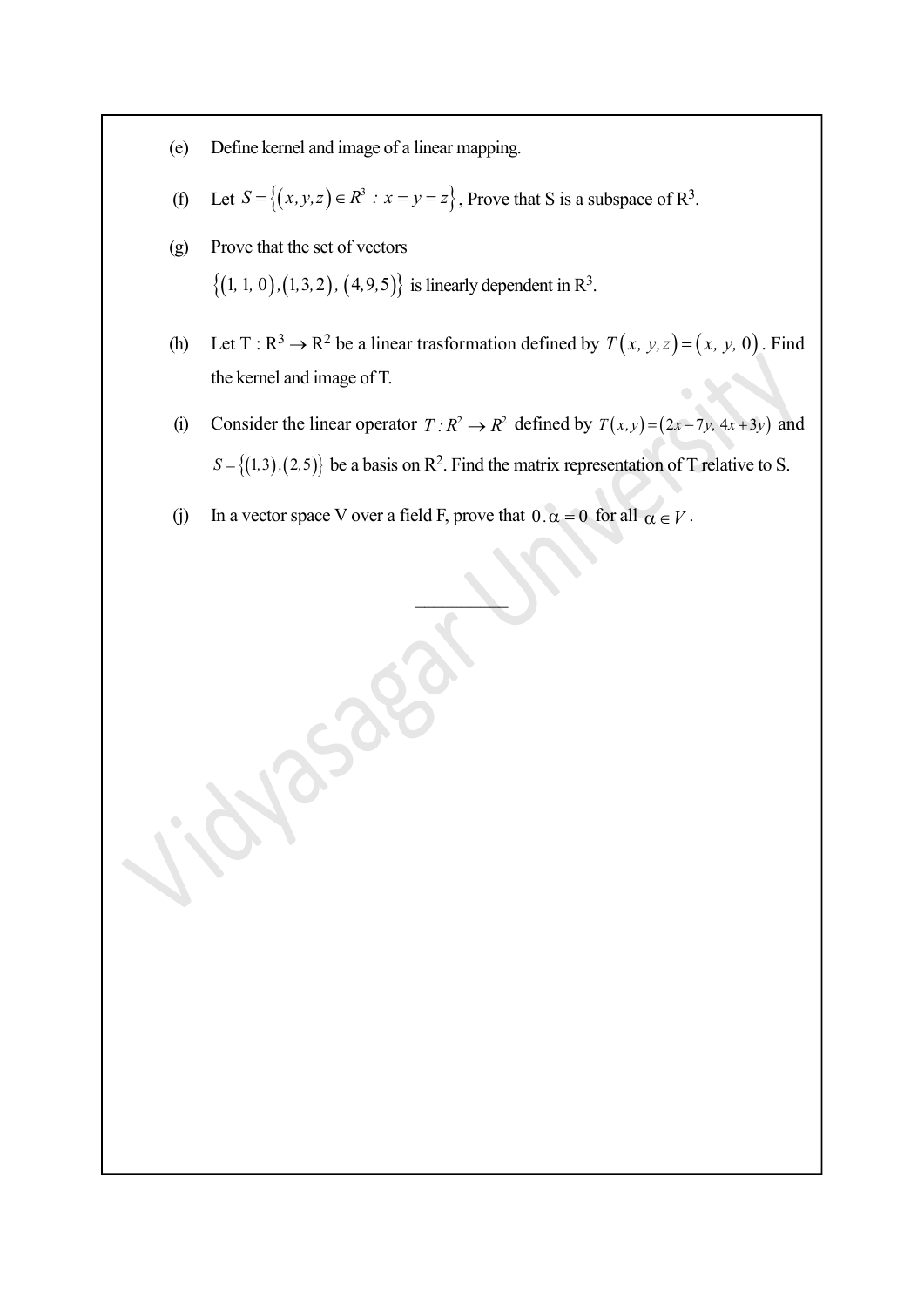(e) Define kernel and image of a linear mapping.

(f) Let $S = \{(x, y, z) \in R^3 : x = y = z\}$, Prove that S is a subspace of $R^3$.

(g) Prove that the set of vectors
$\{(1, 1, 0), (1, 3, 2), (4, 9, 5)\}$ is linearly dependent in $R^3$.

(h) Let T : $R^3 \rightarrow R^2$ be a linear trasformation defined by $T(x, y, z) = (x, y, 0)$. Find the kernel and image of T.

(i) Consider the linear operator $T : R^2 \rightarrow R^2$ defined by $T(x, y) = (2x - 7y, 4x + 3y)$ and $S = \{(1, 3), (2, 5)\}$ be a basis on $R^2$. Find the matrix representation of T relative to S.

(j) In a vector space V over a field F, prove that $0 . \alpha = 0$ for all $\alpha \in V$.

---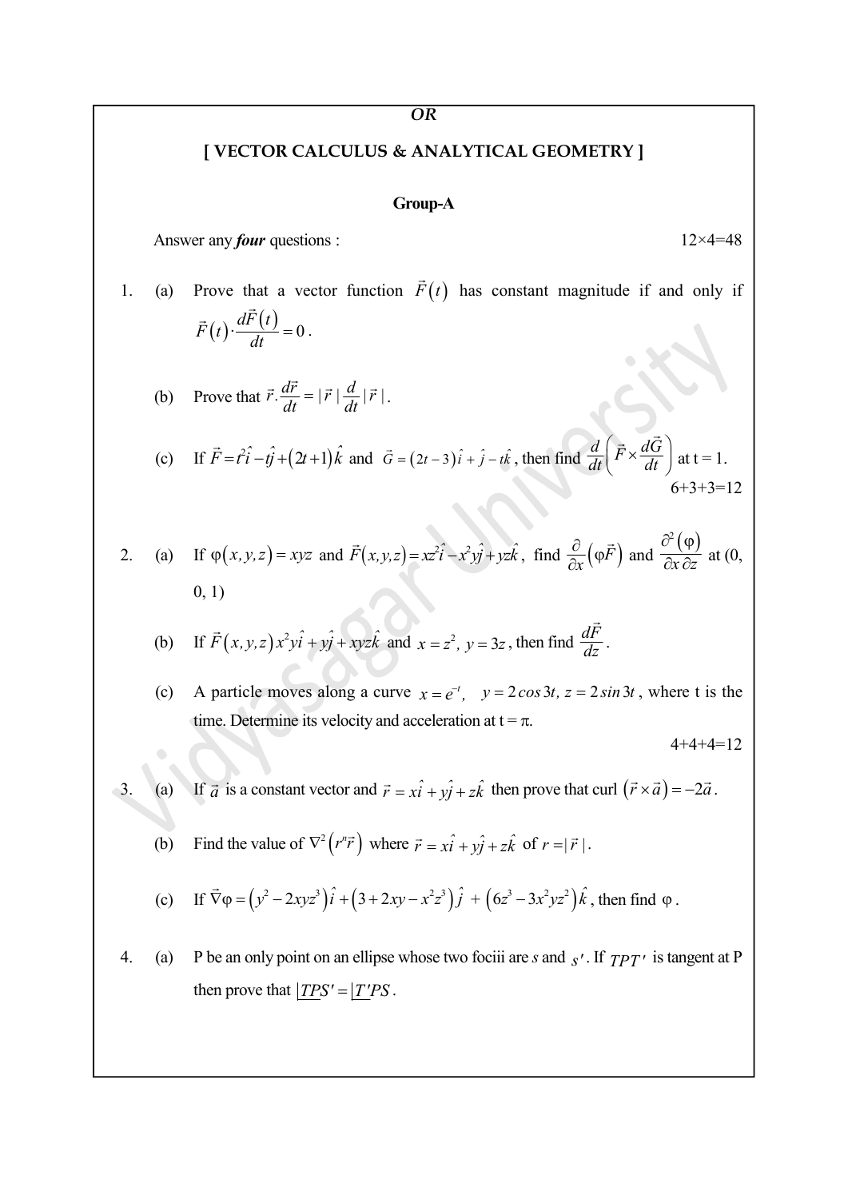*OR*

## [ VECTOR CALCULUS & ANALYTICAL GEOMETRY ]

### Group-A

Answer any ***four*** questions : 12×4=48

1. (a) Prove that a vector function $\vec{F}(t)$ has constant magnitude if and only if $\vec{F}(t)\cdot\frac{d\vec{F}(t)}{dt}=0$.

   (b) Prove that $\vec{r}.\frac{d\vec{r}}{dt}=|\vec{r}|\frac{d}{dt}|\vec{r}|$.

   (c) If $\vec{F}=t^2\hat{i}-t\hat{j}+(2t+1)\hat{k}$ and $\vec{G}=(2t-3)\hat{i}+\hat{j}-t\hat{k}$, then find $\frac{d}{dt}\left(\vec{F}\times\frac{d\vec{G}}{dt}\right)$ at t = 1.

   6+3+3=12

2. (a) If $\varphi(x,y,z)=xyz$ and $\vec{F}(x,y,z)=xz^2\hat{i}-x^2y\hat{j}+yz\hat{k}$, find $\frac{\partial}{\partial x}(\varphi\vec{F})$ and $\frac{\partial^2(\varphi)}{\partial x\,\partial z}$ at (0, 0, 1)

   (b) If $\vec{F}(x,y,z)x^2y\hat{i}+y\hat{j}+xyz\hat{k}$ and $x=z^2,\ y=3z$, then find $\frac{d\vec{F}}{dz}$.

   (c) A particle moves along a curve $x=e^{-t},\quad y=2\cos 3t,\ z=2\sin 3t$, where t is the time. Determine its velocity and acceleration at t = π.

   4+4+4=12

3. (a) If $\vec{a}$ is a constant vector and $\vec{r}=x\hat{i}+y\hat{j}+z\hat{k}$ then prove that curl $(\vec{r}\times\vec{a})=-2\vec{a}$.

   (b) Find the value of $\nabla^2(r^n\vec{r})$ where $\vec{r}=x\hat{i}+y\hat{j}+z\hat{k}$ of $r=|\vec{r}|$.

   (c) If $\vec{\nabla}\varphi=(y^2-2xyz^3)\hat{i}+(3+2xy-x^2z^3)\hat{j}+(6z^3-3x^2yz^2)\hat{k}$, then find $\varphi$.

4. (a) P be an only point on an ellipse whose two fociii are $s$ and $s'$. If $TPT'$ is tangent at P then prove that $\underline{|TPS'}=\underline{|T'PS}$.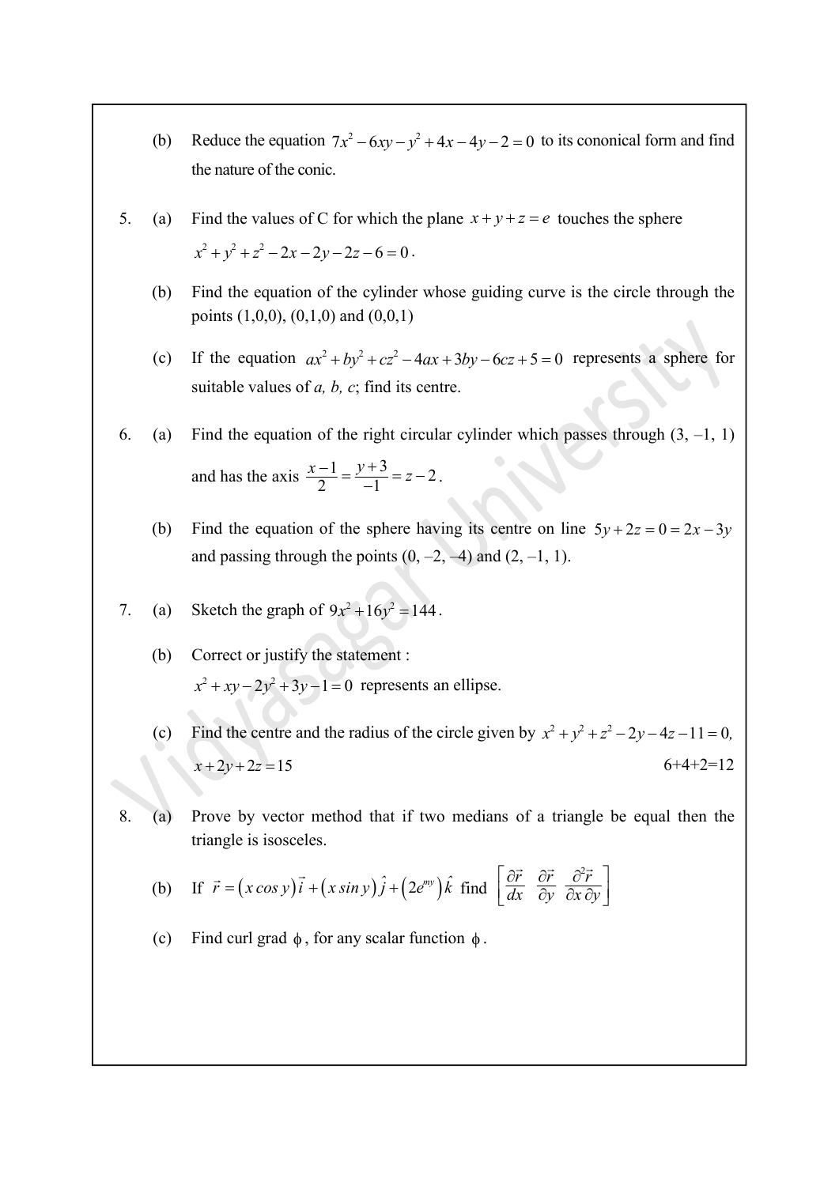(b) Reduce the equation $7x^2 - 6xy - y^2 + 4x - 4y - 2 = 0$ to its cononical form and find the nature of the conic.

5. (a) Find the values of C for which the plane $x + y + z = e$ touches the sphere $x^2 + y^2 + z^2 - 2x - 2y - 2z - 6 = 0$.

(b) Find the equation of the cylinder whose guiding curve is the circle through the points (1,0,0), (0,1,0) and (0,0,1)

(c) If the equation $ax^2 + by^2 + cz^2 - 4ax + 3by - 6cz + 5 = 0$ represents a sphere for suitable values of *a, b, c*; find its centre.

6. (a) Find the equation of the right circular cylinder which passes through (3, –1, 1) and has the axis $\frac{x-1}{2} = \frac{y+3}{-1} = z - 2$.

(b) Find the equation of the sphere having its centre on line $5y + 2z = 0 = 2x - 3y$ and passing through the points (0, –2, –4) and (2, –1, 1).

7. (a) Sketch the graph of $9x^2 + 16y^2 = 144$.

(b) Correct or justify the statement :
$x^2 + xy - 2y^2 + 3y - 1 = 0$ represents an ellipse.

(c) Find the centre and the radius of the circle given by $x^2 + y^2 + z^2 - 2y - 4z - 11 = 0,$ $x + 2y + 2z = 15$

6+4+2=12

8. (a) Prove by vector method that if two medians of a triangle be equal then the triangle is isosceles.

(b) If $\vec{r} = (x\cos y)\vec{i} + (x\sin y)\hat{j} + (2e^{my})\hat{k}$ find $\left[\frac{\partial \vec{r}}{dx}\ \frac{\partial \vec{r}}{\partial y}\ \frac{\partial^2 \vec{r}}{\partial x\,\partial y}\right]$

(c) Find curl grad $\phi$, for any scalar function $\phi$.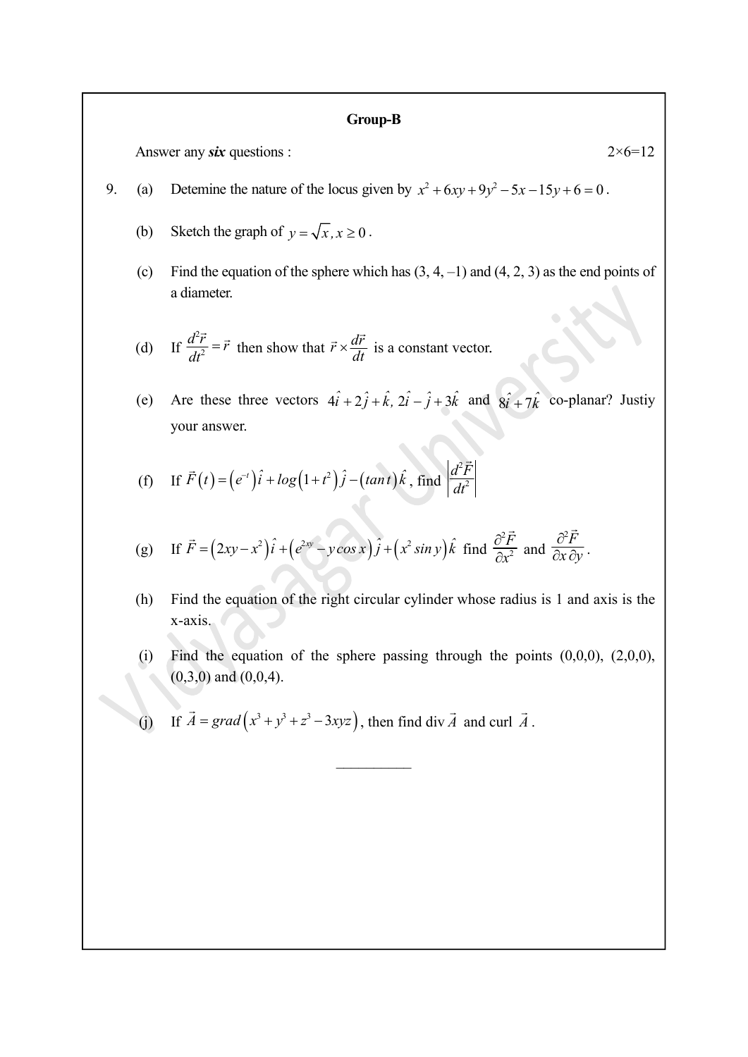## Group-B

Answer any ***six*** questions : 2×6=12

9. (a) Detemine the nature of the locus given by $x^2 + 6xy + 9y^2 - 5x - 15y + 6 = 0$.

   (b) Sketch the graph of $y = \sqrt{x}, x \geq 0$.

   (c) Find the equation of the sphere which has (3, 4, –1) and (4, 2, 3) as the end points of a diameter.

   (d) If $\frac{d^2\vec{r}}{dt^2} = \vec{r}$ then show that $\vec{r} \times \frac{d\vec{r}}{dt}$ is a constant vector.

   (e) Are these three vectors $4\hat{i} + 2\hat{j} + \hat{k},\ 2\hat{i} - \hat{j} + 3\hat{k}$ and $8\hat{i} + 7\hat{k}$ co-planar? Justiy your answer.

   (f) If $\vec{F}(t) = \left(e^{-t}\right)\hat{i} + log\left(1 + t^2\right)\hat{j} - (tan\, t)\hat{k}$, find $\left|\frac{d^2\vec{F}}{dt^2}\right|$

   (g) If $\vec{F} = \left(2xy - x^2\right)\hat{i} + \left(e^{2xy} - y\cos x\right)\hat{j} + \left(x^2 \sin y\right)\hat{k}$ find $\frac{\partial^2\vec{F}}{\partial x^2}$ and $\frac{\partial^2\vec{F}}{\partial x\, \partial y}$.

   (h) Find the equation of the right circular cylinder whose radius is 1 and axis is the x-axis.

   (i) Find the equation of the sphere passing through the points (0,0,0), (2,0,0), (0,3,0) and (0,0,4).

   (j) If $\vec{A} = grad\left(x^3 + y^3 + z^3 - 3xyz\right)$, then find div $\vec{A}$ and curl $\vec{A}$.